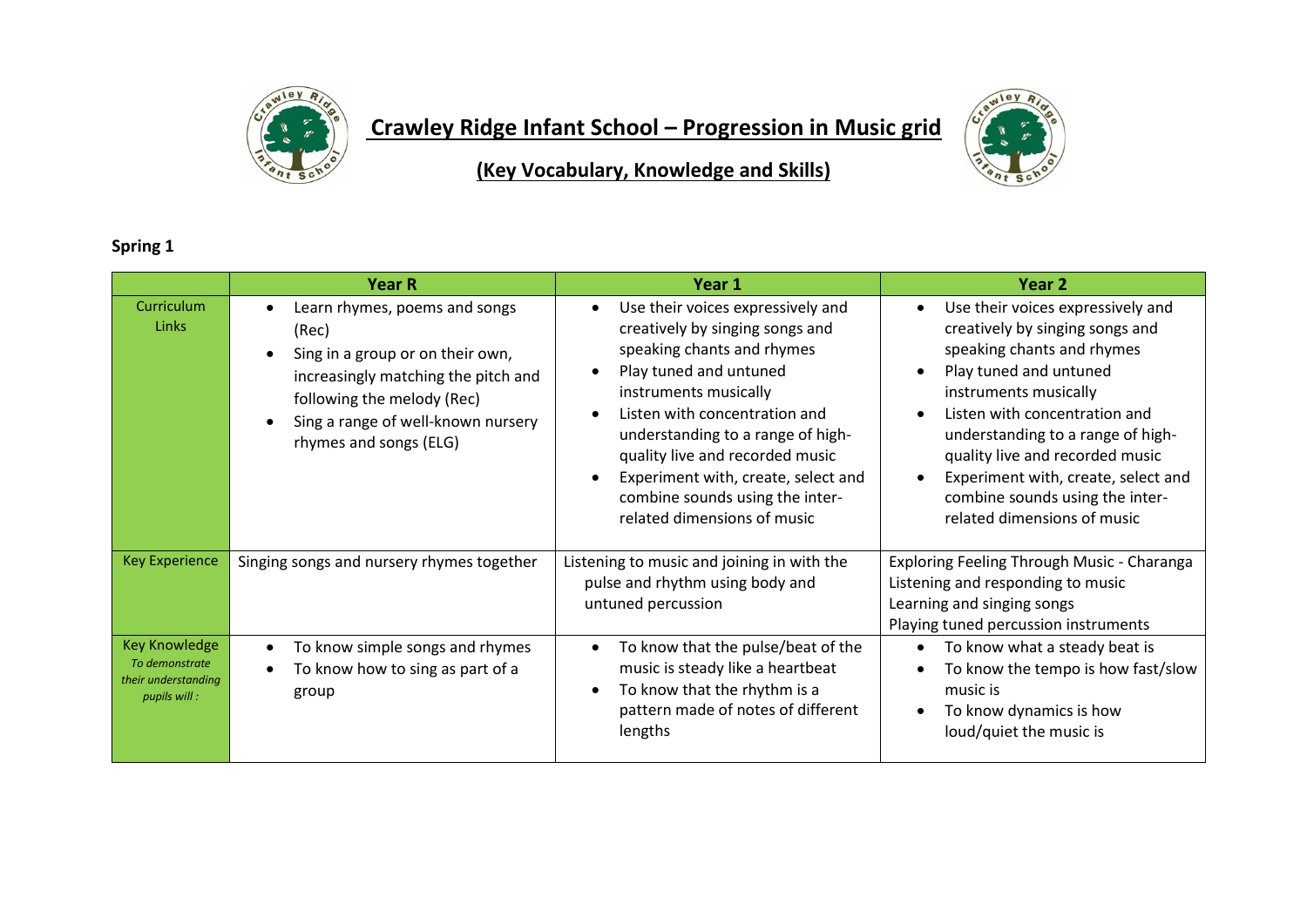# Crawley Ridge Infant School – Progression in Music grid

## (Key Vocabulary, Knowledge and Skills)

**Spring 1**

| | Year R | Year 1 | Year 2 |
|---|---|---|---|
| Curriculum Links | • Learn rhymes, poems and songs (Rec)<br>• Sing in a group or on their own, increasingly matching the pitch and following the melody (Rec)<br>• Sing a range of well-known nursery rhymes and songs (ELG) | • Use their voices expressively and creatively by singing songs and speaking chants and rhymes<br>• Play tuned and untuned instruments musically<br>• Listen with concentration and understanding to a range of high-quality live and recorded music<br>• Experiment with, create, select and combine sounds using the inter-related dimensions of music | • Use their voices expressively and creatively by singing songs and speaking chants and rhymes<br>• Play tuned and untuned instruments musically<br>• Listen with concentration and understanding to a range of high-quality live and recorded music<br>• Experiment with, create, select and combine sounds using the inter-related dimensions of music |
| Key Experience | Singing songs and nursery rhymes together | Listening to music and joining in with the pulse and rhythm using body and untuned percussion | Exploring Feeling Through Music - Charanga<br>Listening and responding to music<br>Learning and singing songs<br>Playing tuned percussion instruments |
| Key Knowledge<br>*To demonstrate their understanding pupils will :* | • To know simple songs and rhymes<br>• To know how to sing as part of a group | • To know that the pulse/beat of the music is steady like a heartbeat<br>• To know that the rhythm is a pattern made of notes of different lengths | • To know what a steady beat is<br>• To know the tempo is how fast/slow music is<br>• To know dynamics is how loud/quiet the music is |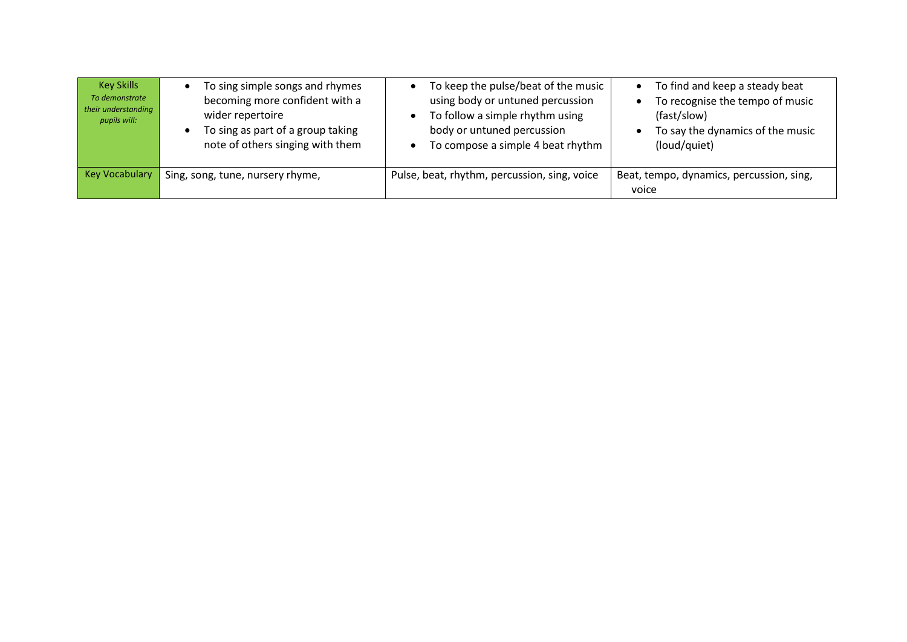| | | | |
|---|---|---|---|
| Key Skills<br>*To demonstrate their understanding pupils will:* | • To sing simple songs and rhymes becoming more confident with a wider repertoire<br>• To sing as part of a group taking note of others singing with them | • To keep the pulse/beat of the music using body or untuned percussion<br>• To follow a simple rhythm using body or untuned percussion<br>• To compose a simple 4 beat rhythm | • To find and keep a steady beat<br>• To recognise the tempo of music (fast/slow)<br>• To say the dynamics of the music (loud/quiet) |
| Key Vocabulary | Sing, song, tune, nursery rhyme, | Pulse, beat, rhythm, percussion, sing, voice | Beat, tempo, dynamics, percussion, sing, voice |